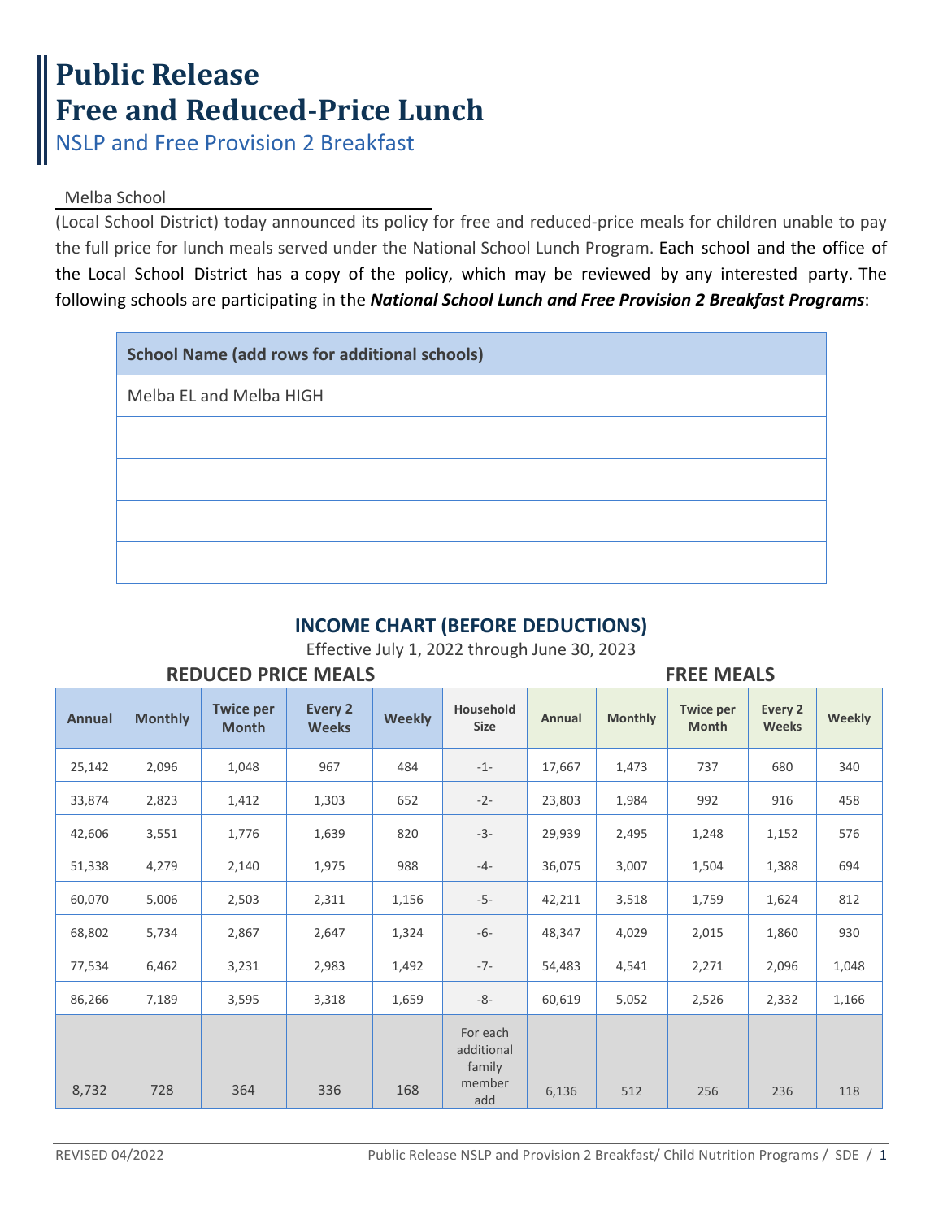# Public Release
# Free and Reduced-Price Lunch
## NSLP and Free Provision 2 Breakfast

Melba School

(Local School District) today announced its policy for free and reduced-price meals for children unable to pay the full price for lunch meals served under the National School Lunch Program. Each school and the office of the Local School District has a copy of the policy, which may be reviewed by any interested party. The following schools are participating in the ***National School Lunch and Free Provision 2 Breakfast Programs***:

| School Name (add rows for additional schools) |
|---|
| Melba EL and Melba HIGH |
| |
| |
| |
| |

### INCOME CHART (BEFORE DEDUCTIONS)

Effective July 1, 2022 through June 30, 2023

| REDUCED PRICE MEALS | | | | | | FREE MEALS | | | | |
|---|---|---|---|---|---|---|---|---|---|---|
| Annual | Monthly | Twice per Month | Every 2 Weeks | Weekly | Household Size | Annual | Monthly | Twice per Month | Every 2 Weeks | Weekly |
| 25,142 | 2,096 | 1,048 | 967 | 484 | -1- | 17,667 | 1,473 | 737 | 680 | 340 |
| 33,874 | 2,823 | 1,412 | 1,303 | 652 | -2- | 23,803 | 1,984 | 992 | 916 | 458 |
| 42,606 | 3,551 | 1,776 | 1,639 | 820 | -3- | 29,939 | 2,495 | 1,248 | 1,152 | 576 |
| 51,338 | 4,279 | 2,140 | 1,975 | 988 | -4- | 36,075 | 3,007 | 1,504 | 1,388 | 694 |
| 60,070 | 5,006 | 2,503 | 2,311 | 1,156 | -5- | 42,211 | 3,518 | 1,759 | 1,624 | 812 |
| 68,802 | 5,734 | 2,867 | 2,647 | 1,324 | -6- | 48,347 | 4,029 | 2,015 | 1,860 | 930 |
| 77,534 | 6,462 | 3,231 | 2,983 | 1,492 | -7- | 54,483 | 4,541 | 2,271 | 2,096 | 1,048 |
| 86,266 | 7,189 | 3,595 | 3,318 | 1,659 | -8- | 60,619 | 5,052 | 2,526 | 2,332 | 1,166 |
| 8,732 | 728 | 364 | 336 | 168 | For each additional family member add | 6,136 | 512 | 256 | 236 | 118 |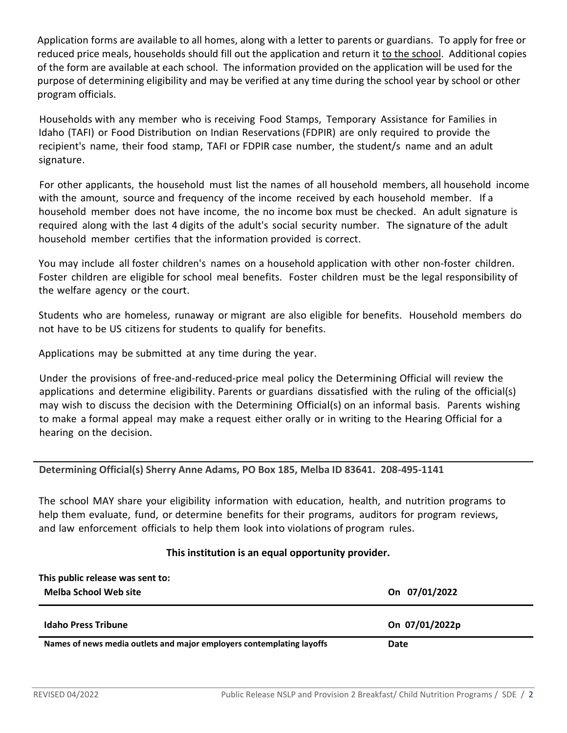Application forms are available to all homes, along with a letter to parents or guardians. To apply for free or reduced price meals, households should fill out the application and return it to the school. Additional copies of the form are available at each school. The information provided on the application will be used for the purpose of determining eligibility and may be verified at any time during the school year by school or other program officials.

Households with any member who is receiving Food Stamps, Temporary Assistance for Families in Idaho (TAFI) or Food Distribution on Indian Reservations (FDPIR) are only required to provide the recipient's name, their food stamp, TAFI or FDPIR case number, the student/s name and an adult signature.

For other applicants, the household must list the names of all household members, all household income with the amount, source and frequency of the income received by each household member. If a household member does not have income, the no income box must be checked. An adult signature is required along with the last 4 digits of the adult's social security number. The signature of the adult household member certifies that the information provided is correct.

You may include all foster children's names on a household application with other non-foster children. Foster children are eligible for school meal benefits. Foster children must be the legal responsibility of the welfare agency or the court.

Students who are homeless, runaway or migrant are also eligible for benefits. Household members do not have to be US citizens for students to qualify for benefits.

Applications may be submitted at any time during the year.

Under the provisions of free-and-reduced-price meal policy the Determining Official will review the applications and determine eligibility. Parents or guardians dissatisfied with the ruling of the official(s) may wish to discuss the decision with the Determining Official(s) on an informal basis. Parents wishing to make a formal appeal may make a request either orally or in writing to the Hearing Official for a hearing on the decision.

---

**Determining Official(s) Sherry Anne Adams, PO Box 185, Melba ID 83641. 208-495-1141**

The school MAY share your eligibility information with education, health, and nutrition programs to help them evaluate, fund, or determine benefits for their programs, auditors for program reviews, and law enforcement officials to help them look into violations of program rules.

**This institution is an equal opportunity provider.**

**This public release was sent to:**

| | |
|---|---|
| **Melba School Web site** | **On 07/01/2022** |
| **Idaho Press Tribune** | **On 07/01/2022p** |
| **Names of news media outlets and major employers contemplating layoffs** | **Date** |